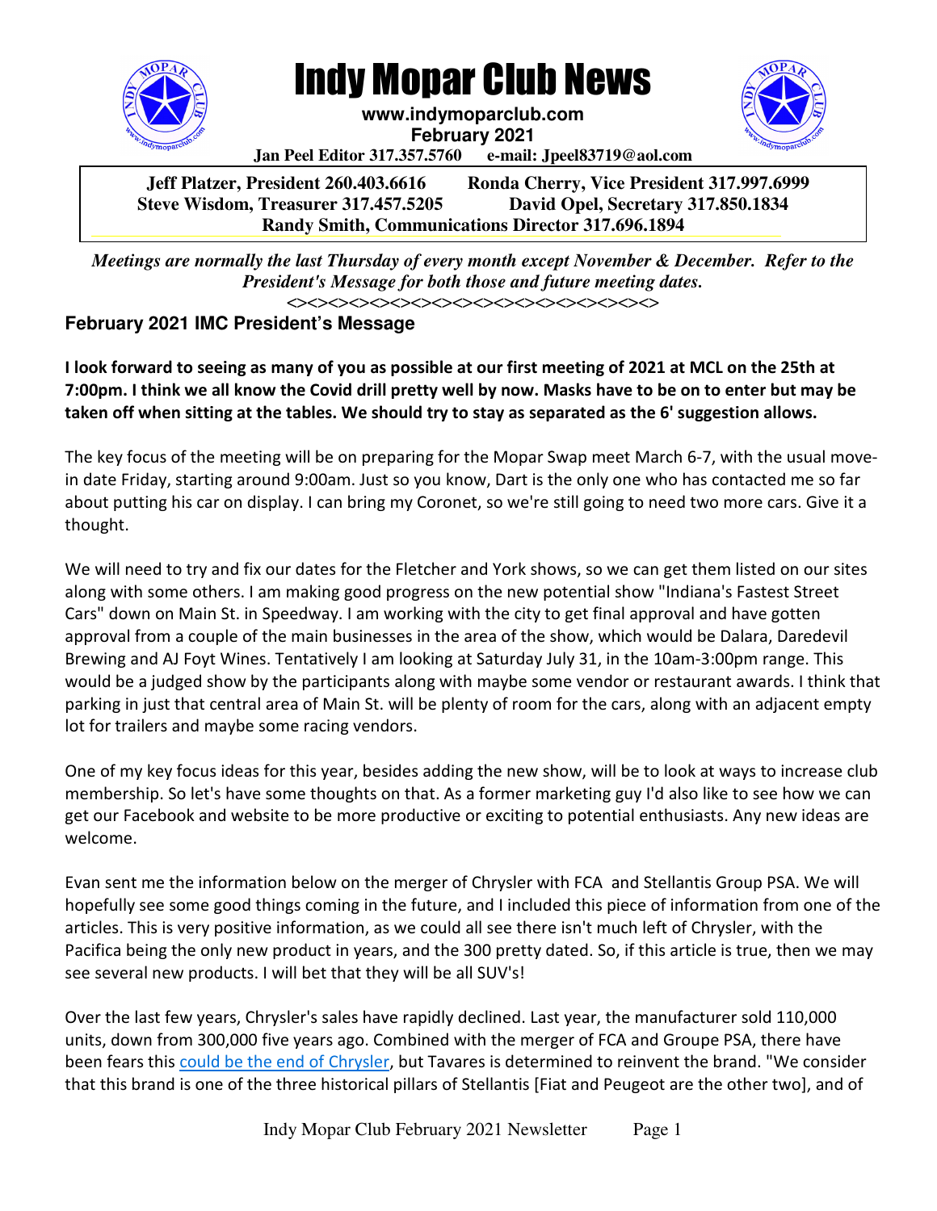# Indy Mopar Club News

**www.indymoparclub.com**
**February 2021**
**Jan Peel Editor 317.357.5760 e-mail: Jpeel83719@aol.com**

**Jeff Platzer, President 260.403.6616 Ronda Cherry, Vice President 317.997.6999**
**Steve Wisdom, Treasurer 317.457.5205 David Opel, Secretary 317.850.1834**
**Randy Smith, Communications Director 317.696.1894**

***Meetings are normally the last Thursday of every month except November & December. Refer to the President's Message for both those and future meeting dates.***

<><><><><><><><><><><><><><><><><><><><><><>

## February 2021 IMC President's Message

**I look forward to seeing as many of you as possible at our first meeting of 2021 at MCL on the 25th at 7:00pm. I think we all know the Covid drill pretty well by now. Masks have to be on to enter but may be taken off when sitting at the tables. We should try to stay as separated as the 6' suggestion allows.**

The key focus of the meeting will be on preparing for the Mopar Swap meet March 6-7, with the usual move-in date Friday, starting around 9:00am. Just so you know, Dart is the only one who has contacted me so far about putting his car on display. I can bring my Coronet, so we're still going to need two more cars. Give it a thought.

We will need to try and fix our dates for the Fletcher and York shows, so we can get them listed on our sites along with some others. I am making good progress on the new potential show "Indiana's Fastest Street Cars" down on Main St. in Speedway. I am working with the city to get final approval and have gotten approval from a couple of the main businesses in the area of the show, which would be Dalara, Daredevil Brewing and AJ Foyt Wines. Tentatively I am looking at Saturday July 31, in the 10am-3:00pm range. This would be a judged show by the participants along with maybe some vendor or restaurant awards. I think that parking in just that central area of Main St. will be plenty of room for the cars, along with an adjacent empty lot for trailers and maybe some racing vendors.

One of my key focus ideas for this year, besides adding the new show, will be to look at ways to increase club membership. So let's have some thoughts on that. As a former marketing guy I'd also like to see how we can get our Facebook and website to be more productive or exciting to potential enthusiasts. Any new ideas are welcome.

Evan sent me the information below on the merger of Chrysler with FCA and Stellantis Group PSA. We will hopefully see some good things coming in the future, and I included this piece of information from one of the articles. This is very positive information, as we could all see there isn't much left of Chrysler, with the Pacifica being the only new product in years, and the 300 pretty dated. So, if this article is true, then we may see several new products. I will bet that they will be all SUV's!

Over the last few years, Chrysler's sales have rapidly declined. Last year, the manufacturer sold 110,000 units, down from 300,000 five years ago. Combined with the merger of FCA and Groupe PSA, there have been fears this could be the end of Chrysler, but Tavares is determined to reinvent the brand. "We consider that this brand is one of the three historical pillars of Stellantis [Fiat and Peugeot are the other two], and of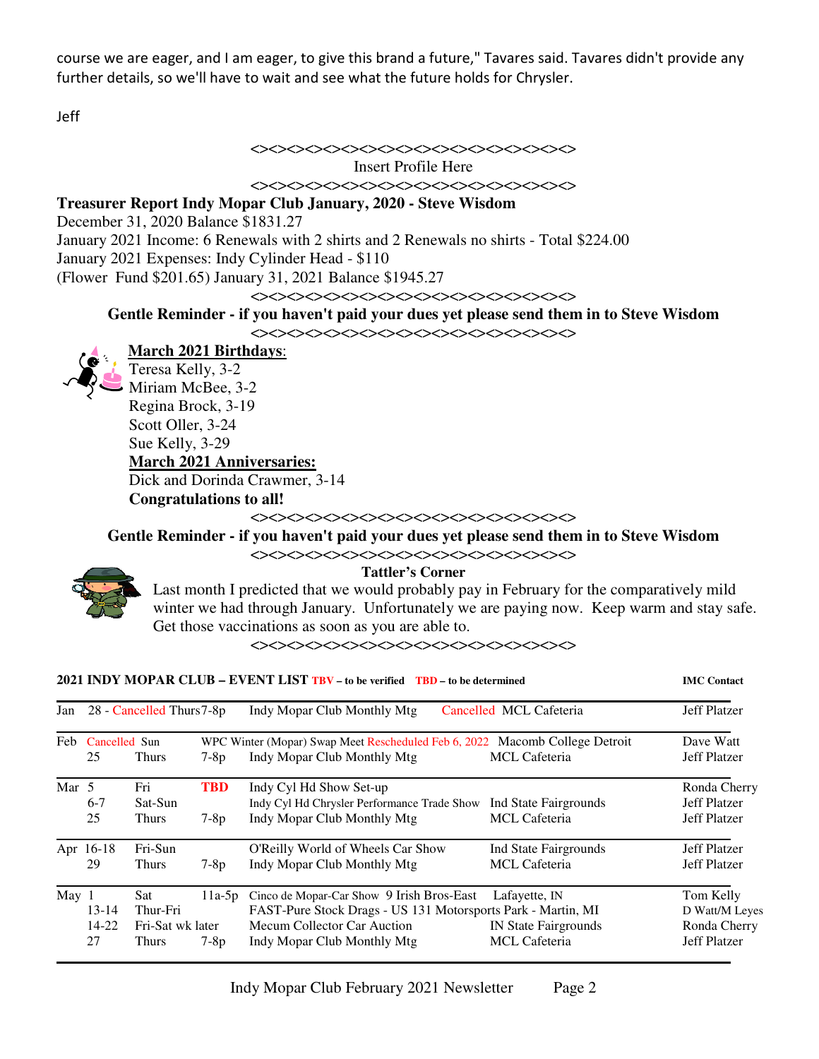course we are eager, and I am eager, to give this brand a future," Tavares said. Tavares didn't provide any further details, so we'll have to wait and see what the future holds for Chrysler.

Jeff

<><><><><><><><><><><><><><><><><><><><><><><><>

Insert Profile Here

<><><><><><><><><><><><><><><><><><><><><><><><>

**Treasurer Report Indy Mopar Club January, 2020 - Steve Wisdom**

December 31, 2020 Balance $1831.27

January 2021 Income: 6 Renewals with 2 shirts and 2 Renewals no shirts - Total $224.00

January 2021 Expenses: Indy Cylinder Head - $110

(Flower Fund $201.65) January 31, 2021 Balance $1945.27

<><><><><><><><><><><><><><><><><><><><><><><><>

**Gentle Reminder - if you haven't paid your dues yet please send them in to Steve Wisdom**

<><><><><><><><><><><><><><><><><><><><><><><><>

**March 2021 Birthdays**:

Teresa Kelly, 3-2
Miriam McBee, 3-2
Regina Brock, 3-19
Scott Oller, 3-24
Sue Kelly, 3-29

**March 2021 Anniversaries:**

Dick and Dorinda Crawmer, 3-14

**Congratulations to all!**

<><><><><><><><><><><><><><><><><><><><><><><><>

**Gentle Reminder - if you haven't paid your dues yet please send them in to Steve Wisdom**

<><><><><><><><><><><><><><><><><><><><><><><><>

**Tattler's Corner**

Last month I predicted that we would probably pay in February for the comparatively mild winter we had through January. Unfortunately we are paying now. Keep warm and stay safe. Get those vaccinations as soon as you are able to.

<><><><><><><><><><><><><><><><><><><><><><><><>

**2021 INDY MOPAR CLUB – EVENT LIST TBV – to be verified TBD – to be determined**

| Month | Date | Day | Time | Event | Location | IMC Contact |
|---|---|---|---|---|---|---|
| Jan | 28 - Cancelled | Thurs | 7-8p | Indy Mopar Club Monthly Mtg | Cancelled MCL Cafeteria | Jeff Platzer |
| Feb | Cancelled | Sun | | WPC Winter (Mopar) Swap Meet Rescheduled Feb 6, 2022 | Macomb College Detroit | Dave Watt |
| | 25 | Thurs | 7-8p | Indy Mopar Club Monthly Mtg | MCL Cafeteria | Jeff Platzer |
| Mar | 5 | Fri | TBD | Indy Cyl Hd Show Set-up | | Ronda Cherry |
| | 6-7 | Sat-Sun | | Indy Cyl Hd Chrysler Performance Trade Show | Ind State Fairgrounds | Jeff Platzer |
| | 25 | Thurs | 7-8p | Indy Mopar Club Monthly Mtg | MCL Cafeteria | Jeff Platzer |
| Apr | 16-18 | Fri-Sun | | O'Reilly World of Wheels Car Show | Ind State Fairgrounds | Jeff Platzer |
| | 29 | Thurs | 7-8p | Indy Mopar Club Monthly Mtg | MCL Cafeteria | Jeff Platzer |
| May | 1 | Sat | 11a-5p | Cinco de Mopar-Car Show 9 Irish Bros-East | Lafayette, IN | Tom Kelly |
| | 13-14 | Thur-Fri | | FAST-Pure Stock Drags - US 131 Motorsports Park | Martin, MI | D Watt/M Leyes |
| | 14-22 | Fri-Sat wk later | | Mecum Collector Car Auction | IN State Fairgrounds | Ronda Cherry |
| | 27 | Thurs | 7-8p | Indy Mopar Club Monthly Mtg | MCL Cafeteria | Jeff Platzer |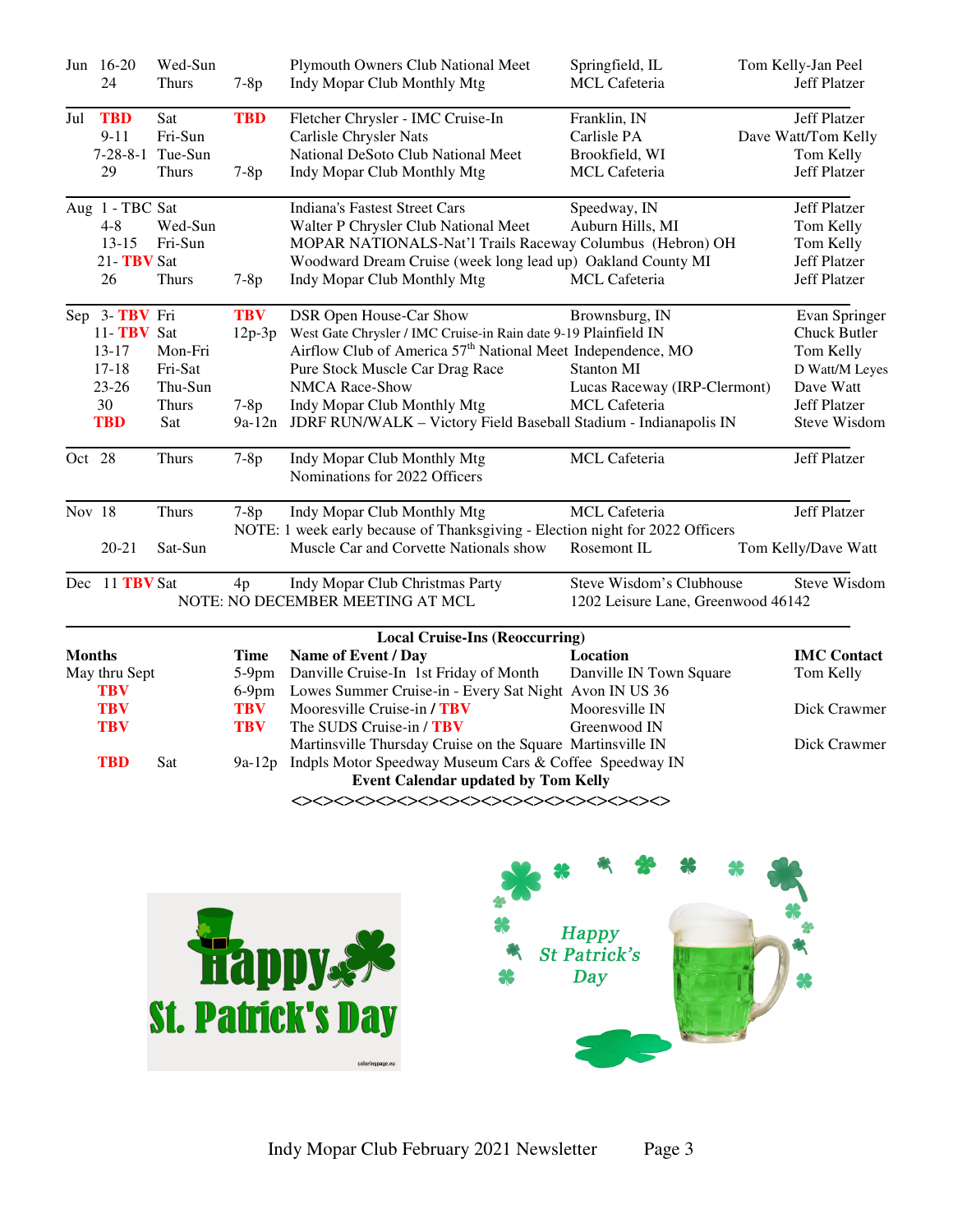| | | | | | | |
|---|---|---|---|---|---|---|
| Jun | 16-20 | Wed-Sun | | Plymouth Owners Club National Meet | Springfield, IL | Tom Kelly-Jan Peel |
| | 24 | Thurs | 7-8p | Indy Mopar Club Monthly Mtg | MCL Cafeteria | Jeff Platzer |
| Jul | TBD | Sat | TBD | Fletcher Chrysler - IMC Cruise-In | Franklin, IN | Jeff Platzer |
| | 9-11 | Fri-Sun | | Carlisle Chrysler Nats | Carlisle PA | Dave Watt/Tom Kelly |
| | 7-28-8-1 | Tue-Sun | | National DeSoto Club National Meet | Brookfield, WI | Tom Kelly |
| | 29 | Thurs | 7-8p | Indy Mopar Club Monthly Mtg | MCL Cafeteria | Jeff Platzer |
| Aug | 1 - TBC | Sat | | Indiana's Fastest Street Cars | Speedway, IN | Jeff Platzer |
| | 4-8 | Wed-Sun | | Walter P Chrysler Club National Meet | Auburn Hills, MI | Tom Kelly |
| | 13-15 | Fri-Sun | | MOPAR NATIONALS-Nat'l Trails Raceway | Columbus (Hebron) OH | Tom Kelly |
| | 21- TBV | Sat | | Woodward Dream Cruise (week long lead up) | Oakland County MI | Jeff Platzer |
| | 26 | Thurs | 7-8p | Indy Mopar Club Monthly Mtg | MCL Cafeteria | Jeff Platzer |
| Sep | 3- TBV | Fri | TBV | DSR Open House-Car Show | Brownsburg, IN | Evan Springer |
| | 11- TBV | Sat | 12p-3p | West Gate Chrysler / IMC Cruise-in Rain date 9-19 | Plainfield IN | Chuck Butler |
| | 13-17 | Mon-Fri | | Airflow Club of America 57th National Meet | Independence, MO | Tom Kelly |
| | 17-18 | Fri-Sat | | Pure Stock Muscle Car Drag Race | Stanton MI | D Watt/M Leyes |
| | 23-26 | Thu-Sun | | NMCA Race-Show | Lucas Raceway (IRP-Clermont) | Dave Watt |
| | 30 | Thurs | 7-8p | Indy Mopar Club Monthly Mtg | MCL Cafeteria | Jeff Platzer |
| | TBD | Sat | 9a-12n | JDRF RUN/WALK – Victory Field Baseball Stadium | Indianapolis IN | Steve Wisdom |
| Oct | 28 | Thurs | 7-8p | Indy Mopar Club Monthly Mtg<br>Nominations for 2022 Officers | MCL Cafeteria | Jeff Platzer |
| Nov | 18 | Thurs | 7-8p | Indy Mopar Club Monthly Mtg | MCL Cafeteria | Jeff Platzer |
| | | | | NOTE: 1 week early because of Thanksgiving - Election night for 2022 Officers | | |
| | 20-21 | Sat-Sun | | Muscle Car and Corvette Nationals show | Rosemont IL | Tom Kelly/Dave Watt |
| Dec | 11 TBV | Sat | 4p | Indy Mopar Club Christmas Party | Steve Wisdom's Clubhouse<br>1202 Leisure Lane, Greenwood 46142 | Steve Wisdom |
| | | | | NOTE: NO DECEMBER MEETING AT MCL | | |

**Local Cruise-Ins (Reoccurring)**

| Months | | Time | Name of Event / Day | Location | IMC Contact |
|---|---|---|---|---|---|
| May thru Sept | | 5-9pm | Danville Cruise-In 1st Friday of Month | Danville IN Town Square | Tom Kelly |
| TBV | | 6-9pm | Lowes Summer Cruise-in - Every Sat Night | Avon IN US 36 | |
| TBV | | TBV | Mooresville Cruise-in / TBV | Mooresville IN | Dick Crawmer |
| TBV | | TBV | The SUDS Cruise-in / TBV | Greenwood IN | |
| | | | Martinsville Thursday Cruise on the Square | Martinsville IN | Dick Crawmer |
| TBD | Sat | 9a-12p | Indpls Motor Speedway Museum Cars & Coffee | Speedway IN | |

**Event Calendar updated by Tom Kelly**

<><><><><><><><><><><><><><><><>

Happy St. Patrick's Day

Happy St Patrick's Day